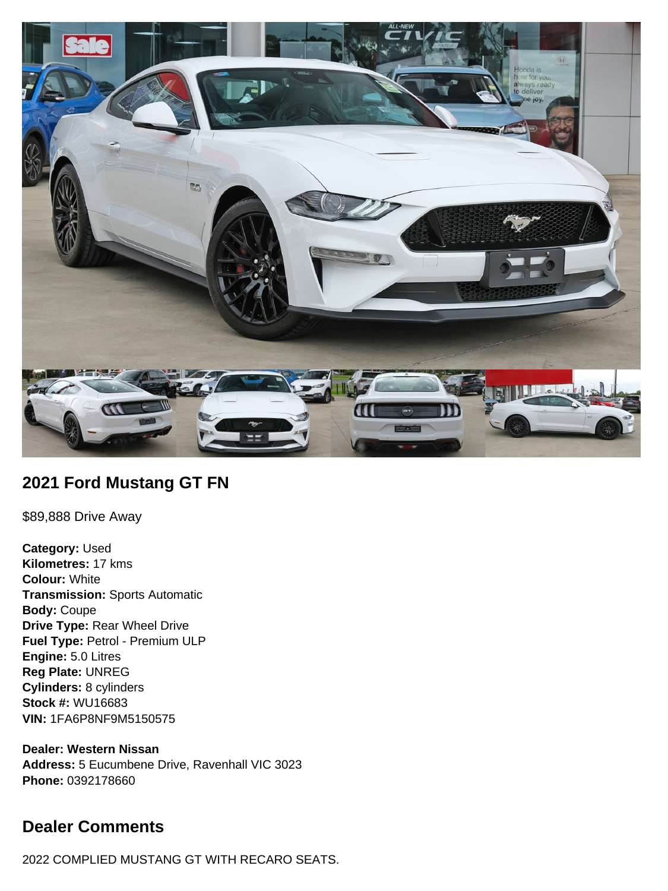## 2021 Ford Mustang GT FN

$89,888 Drive Away

**Category:** Used
**Kilometres:** 17 kms
**Colour:** White
**Transmission:** Sports Automatic
**Body:** Coupe
**Drive Type:** Rear Wheel Drive
**Fuel Type:** Petrol - Premium ULP
**Engine:** 5.0 Litres
**Reg Plate:** UNREG
**Cylinders:** 8 cylinders
**Stock #:** WU16683
**VIN:** 1FA6P8NF9M5150575

**Dealer: Western Nissan**
**Address:** 5 Eucumbene Drive, Ravenhall VIC 3023
**Phone:** 0392178660

## Dealer Comments

2022 COMPLIED MUSTANG GT WITH RECARO SEATS.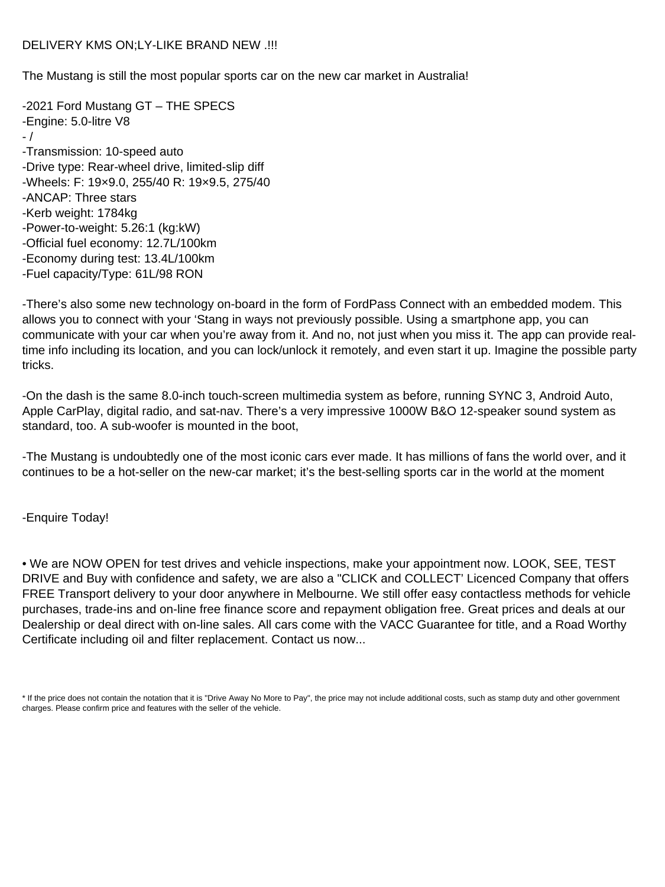DELIVERY KMS ON;LY-LIKE BRAND NEW .!!!

The Mustang is still the most popular sports car on the new car market in Australia!

-2021 Ford Mustang GT – THE SPECS
-Engine: 5.0-litre V8
- /
-Transmission: 10-speed auto
-Drive type: Rear-wheel drive, limited-slip diff
-Wheels: F: 19×9.0, 255/40 R: 19×9.5, 275/40
-ANCAP: Three stars
-Kerb weight: 1784kg
-Power-to-weight: 5.26:1 (kg:kW)
-Official fuel economy: 12.7L/100km
-Economy during test: 13.4L/100km
-Fuel capacity/Type: 61L/98 RON

-There's also some new technology on-board in the form of FordPass Connect with an embedded modem. This allows you to connect with your 'Stang in ways not previously possible. Using a smartphone app, you can communicate with your car when you're away from it. And no, not just when you miss it. The app can provide real-time info including its location, and you can lock/unlock it remotely, and even start it up. Imagine the possible party tricks.

-On the dash is the same 8.0-inch touch-screen multimedia system as before, running SYNC 3, Android Auto, Apple CarPlay, digital radio, and sat-nav. There's a very impressive 1000W B&O 12-speaker sound system as standard, too. A sub-woofer is mounted in the boot,

-The Mustang is undoubtedly one of the most iconic cars ever made. It has millions of fans the world over, and it continues to be a hot-seller on the new-car market; it's the best-selling sports car in the world at the moment

-Enquire Today!

• We are NOW OPEN for test drives and vehicle inspections, make your appointment now. LOOK, SEE, TEST DRIVE and Buy with confidence and safety, we are also a "CLICK and COLLECT' Licenced Company that offers FREE Transport delivery to your door anywhere in Melbourne. We still offer easy contactless methods for vehicle purchases, trade-ins and on-line free finance score and repayment obligation free. Great prices and deals at our Dealership or deal direct with on-line sales. All cars come with the VACC Guarantee for title, and a Road Worthy Certificate including oil and filter replacement. Contact us now...

* If the price does not contain the notation that it is "Drive Away No More to Pay", the price may not include additional costs, such as stamp duty and other government charges. Please confirm price and features with the seller of the vehicle.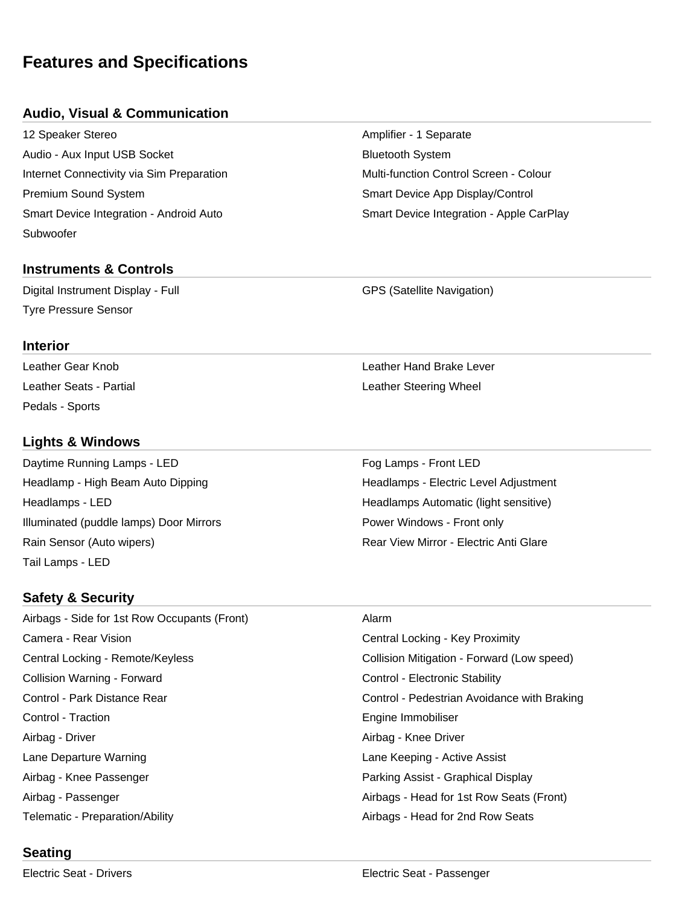# Features and Specifications

## Audio, Visual & Communication

- 12 Speaker Stereo
- Amplifier - 1 Separate
- Audio - Aux Input USB Socket
- Bluetooth System
- Internet Connectivity via Sim Preparation
- Multi-function Control Screen - Colour
- Premium Sound System
- Smart Device App Display/Control
- Smart Device Integration - Android Auto
- Smart Device Integration - Apple CarPlay
- Subwoofer

## Instruments & Controls

- Digital Instrument Display - Full
- GPS (Satellite Navigation)
- Tyre Pressure Sensor

## Interior

- Leather Gear Knob
- Leather Hand Brake Lever
- Leather Seats - Partial
- Leather Steering Wheel
- Pedals - Sports

## Lights & Windows

- Daytime Running Lamps - LED
- Fog Lamps - Front LED
- Headlamp - High Beam Auto Dipping
- Headlamps - Electric Level Adjustment
- Headlamps - LED
- Headlamps Automatic (light sensitive)
- Illuminated (puddle lamps) Door Mirrors
- Power Windows - Front only
- Rain Sensor (Auto wipers)
- Rear View Mirror - Electric Anti Glare
- Tail Lamps - LED

## Safety & Security

- Airbags - Side for 1st Row Occupants (Front)
- Alarm
- Camera - Rear Vision
- Central Locking - Key Proximity
- Central Locking - Remote/Keyless
- Collision Mitigation - Forward (Low speed)
- Collision Warning - Forward
- Control - Electronic Stability
- Control - Park Distance Rear
- Control - Pedestrian Avoidance with Braking
- Control - Traction
- Engine Immobiliser
- Airbag - Driver
- Airbag - Knee Driver
- Lane Departure Warning
- Lane Keeping - Active Assist
- Airbag - Knee Passenger
- Parking Assist - Graphical Display
- Airbag - Passenger
- Airbags - Head for 1st Row Seats (Front)
- Telematic - Preparation/Ability
- Airbags - Head for 2nd Row Seats

## Seating

- Electric Seat - Drivers
- Electric Seat - Passenger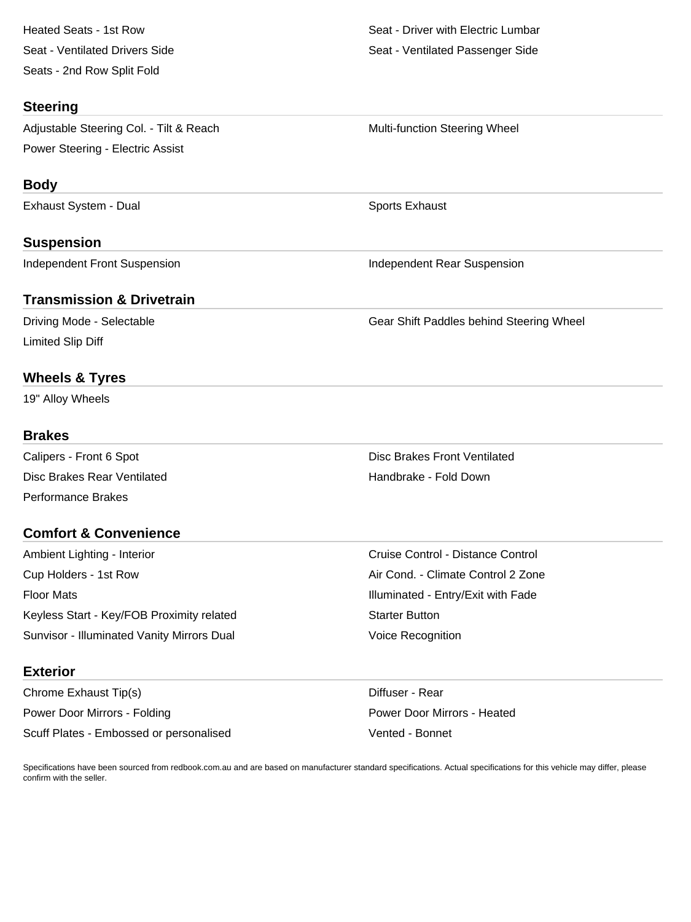Heated Seats - 1st Row
Seat - Driver with Electric Lumbar
Seat - Ventilated Drivers Side
Seat - Ventilated Passenger Side
Seats - 2nd Row Split Fold

## Steering

Adjustable Steering Col. - Tilt & Reach
Multi-function Steering Wheel
Power Steering - Electric Assist

## Body

Exhaust System - Dual
Sports Exhaust

## Suspension

Independent Front Suspension
Independent Rear Suspension

## Transmission & Drivetrain

Driving Mode - Selectable
Gear Shift Paddles behind Steering Wheel
Limited Slip Diff

## Wheels & Tyres

19" Alloy Wheels

## Brakes

Calipers - Front 6 Spot
Disc Brakes Front Ventilated
Disc Brakes Rear Ventilated
Handbrake - Fold Down
Performance Brakes

## Comfort & Convenience

Ambient Lighting - Interior
Cruise Control - Distance Control
Cup Holders - 1st Row
Air Cond. - Climate Control 2 Zone
Floor Mats
Illuminated - Entry/Exit with Fade
Keyless Start - Key/FOB Proximity related
Starter Button
Sunvisor - Illuminated Vanity Mirrors Dual
Voice Recognition

## Exterior

Chrome Exhaust Tip(s)
Diffuser - Rear
Power Door Mirrors - Folding
Power Door Mirrors - Heated
Scuff Plates - Embossed or personalised
Vented - Bonnet

Specifications have been sourced from redbook.com.au and are based on manufacturer standard specifications. Actual specifications for this vehicle may differ, please confirm with the seller.